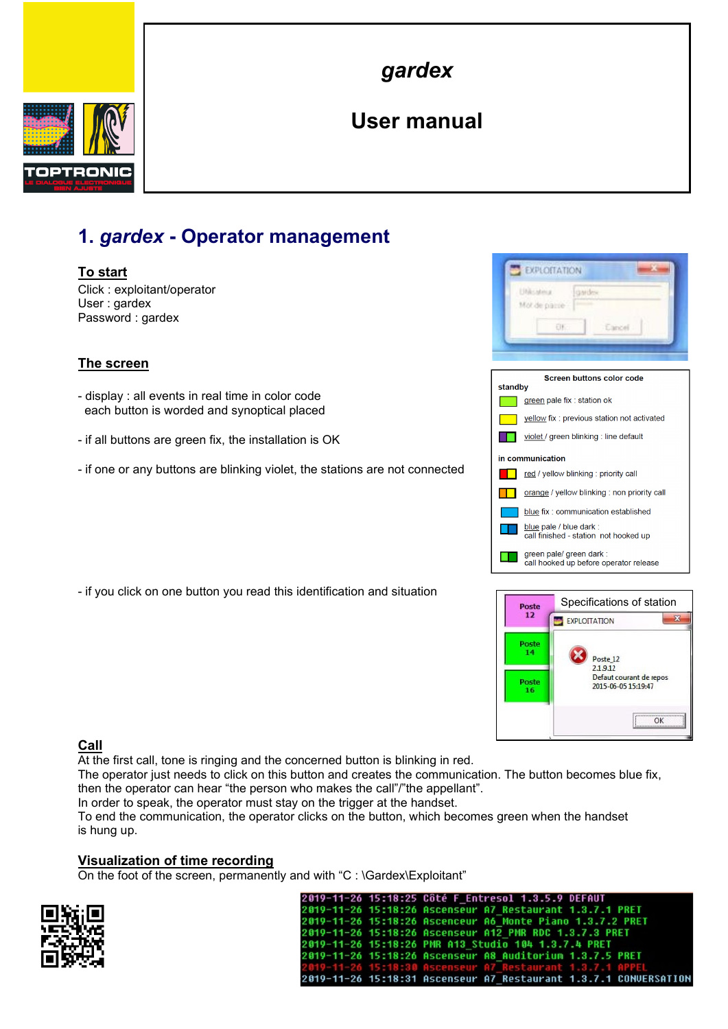# *gardex*

## User manual

## 1. *gardex* - Operator management

### To start

Click : exploitant/operator
User : gardex
Password : gardex

### The screen

- display : all events in real time in color code
  each button is worded and synoptical placed

- if all buttons are green fix, the installation is OK

- if one or any buttons are blinking violet, the stations are not connected

**Screen buttons color code**

**standby**

- green pale fix : station ok
- yellow fix : previous station not activated
- violet / green blinking : line default

**in communication**

- red / yellow blinking : priority call
- orange / yellow blinking : non priority call
- blue fix : communication established
- blue pale / blue dark : call finished - station not hooked up
- green pale/ green dark : call hooked up before operator release

- if you click on one button you read this identification and situation

Specifications of station

### Call

At the first call, tone is ringing and the concerned button is blinking in red.
The operator just needs to click on this button and creates the communication. The button becomes blue fix, then the operator can hear "the person who makes the call"/"the appellant".
In order to speak, the operator must stay on the trigger at the handset.
To end the communication, the operator clicks on the button, which becomes green when the handset is hung up.

### Visualization of time recording

On the foot of the screen, permanently and with "C : \Gardex\Exploitant"

```
2019-11-26 15:18:25 Côté F_Entresol 1.3.5.9 DEFAUT
2019-11-26 15:18:26 Ascenceur A7_Restaurant 1.3.7.1 PRET
2019-11-26 15:18:26 Ascenceur A6_Monte Piano 1.3.7.2 PRET
2019-11-26 15:18:26 Ascenceur A12_PMR RDC 1.3.7.3 PRET
2019-11-26 15:18:26 PMR A13_Studio 104 1.3.7.4 PRET
2019-11-26 15:18:26 Ascenceur A8_Auditorium 1.3.7.5 PRET
2019-11-26 15:18:30 Ascenceur A7_Restaurant 1.3.7.1 APPEL
2019-11-26 15:18:31 Ascenceur A7_Restaurant 1.3.7.1 CONVERSATION
```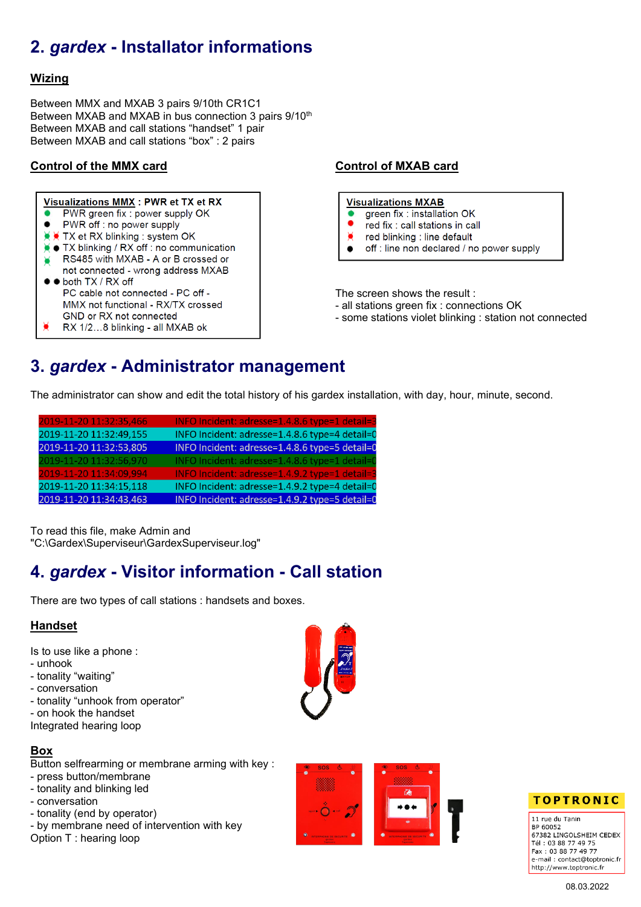## 2. *gardex* - Installator informations

### Wizing

Between MMX and MXAB 3 pairs 9/10th CR1C1
Between MXAB and MXAB in bus connection 3 pairs 9/10th
Between MXAB and call stations “handset” 1 pair
Between MXAB and call stations “box” : 2 pairs

### Control of the MMX card

**Visualizations MMX : PWR et TX et RX**

- ● PWR green fix : power supply OK
- ● PWR off : no power supply
- ✱ ✱ TX et RX blinking : system OK
- ✱ ● TX blinking / RX off : no communication
- ✱ RS485 with MXAB - A or B crossed or not connected - wrong address MXAB
- ● ● both TX / RX off
  PC cable not connected - PC off - MMX not functional - RX/TX crossed GND or RX not connected
- ✱ RX 1/2…8 blinking - all MXAB ok

### Control of MXAB card

**Visualizations MXAB**

- ● green fix : installation OK
- ● red fix : call stations in call
- ✱ red blinking : line default
- ● off : line non declared / no power supply

The screen shows the result :
- all stations green fix : connections OK
- some stations violet blinking : station not connected

## 3. *gardex* - Administrator management

The administrator can show and edit the total history of his gardex installation, with day, hour, minute, second.

| | |
|---|---|
| 2019-11-20 11:32:35,466 | INFO Incident: adresse=1.4.8.6 type=1 detail=3 |
| 2019-11-20 11:32:49,155 | INFO Incident: adresse=1.4.8.6 type=4 detail=0 |
| 2019-11-20 11:32:53,805 | INFO Incident: adresse=1.4.8.6 type=5 detail=0 |
| 2019-11-20 11:32:56,970 | INFO Incident: adresse=1.4.8.6 type=1 detail=0 |
| 2019-11-20 11:34:09,994 | INFO Incident: adresse=1.4.9.2 type=1 detail=3 |
| 2019-11-20 11:34:15,118 | INFO Incident: adresse=1.4.9.2 type=4 detail=0 |
| 2019-11-20 11:34:43,463 | INFO Incident: adresse=1.4.9.2 type=5 detail=0 |

To read this file, make Admin and
"C:\Gardex\Superviseur\GardexSuperviseur.log"

## 4. *gardex* - Visitor information - Call station

There are two types of call stations : handsets and boxes.

### Handset

Is to use like a phone :
- unhook
- tonality “waiting”
- conversation
- tonality “unhook from operator”
- on hook the handset

Integrated hearing loop

### Box

Button selfrearming or membrane arming with key :
- press button/membrane
- tonality and blinking led
- conversation
- tonality (end by operator)
- by membrane need of intervention with key

Option T : hearing loop

**TOPTRONIC**
11 rue du Tanin
BP 60052
67382 LINGOLSHEIM CEDEX
Tél : 03 88 77 49 75
Fax : 03 88 77 49 77
e-mail : contact@toptronic.fr
http://www.toptronic.fr

08.03.2022